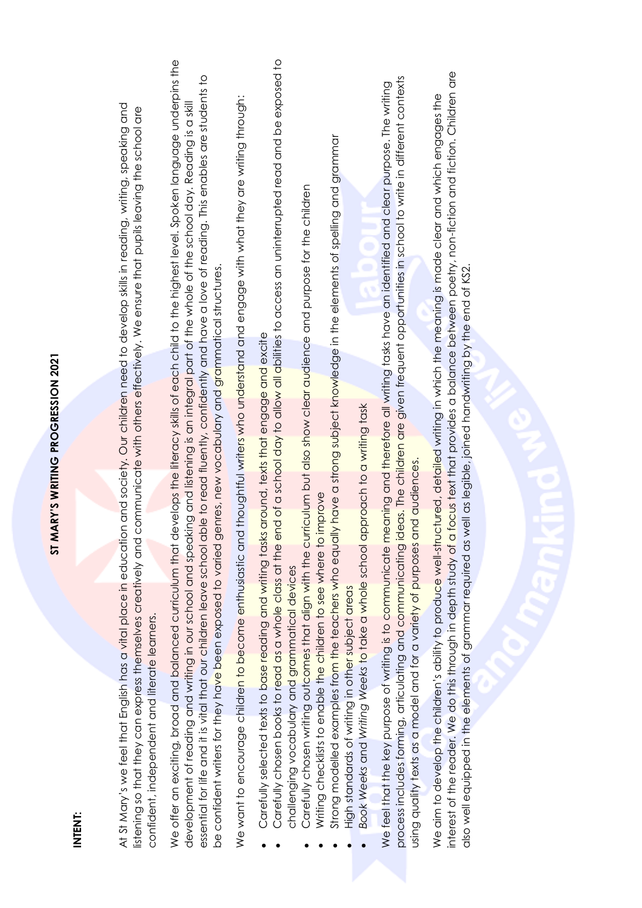# ST MARY'S WRITING PROGRESSION 2021

**INTENT:**

At St Mary's we feel that English has a vital place in education and society. Our children need to develop skills in reading, writing, speaking and listening so that they can express themselves creatively and communicate with others effectively. We ensure that pupils leaving the school are confident, independent and literate learners.

We offer an exciting, broad and balanced curriculum that develops the literacy skills of each child to the highest level. Spoken language underpins the development of reading and writing in our school and speaking and listening is an integral part of the whole of the school day. Reading is a skill essential for life and it is vital that our children leave school able to read fluently, confidently and have a love of reading. This enables are students to be confident writers for they have been exposed to varied genres, new vocabulary and grammatical structures.

We want to encourage children to become enthusiastic and thoughtful writers who understand and engage with what they are writing through:

- Carefully selected texts to base reading and writing tasks around, texts that engage and excite
- Carefully chosen books to read as a whole class at the end of a school day to allow all abilities to access an uninterrupted read and be exposed to challenging vocabulary and grammatical devices
- Carefully chosen writing outcomes that align with the curriculum but also show clear audience and purpose for the children
- Writing checklists to enable the children to see where to improve
- Strong modelled examples from the teachers who equally have a strong subject knowledge in the elements of spelling and grammar
- High standards of writing in other subject areas
- *Book Weeks* and *Writing Weeks* to take a whole school approach to a writing task

We feel that the key purpose of writing is to communicate meaning and therefore all writing tasks have an identified and clear purpose. The writing process includes forming, articulating and communicating ideas. The children are given frequent opportunities in school to write in different contexts using quality texts as a model and for a variety of purposes and audiences.

We aim to develop the children's ability to produce well-structured, detailed writing in which the meaning is made clear and which engages the interest of the reader. We do this through in depth study of a focus text that provides a balance between poetry, non-fiction and fiction. Children are also well equipped in the elements of grammar required as well as legible, joined handwriting by the end of KS2.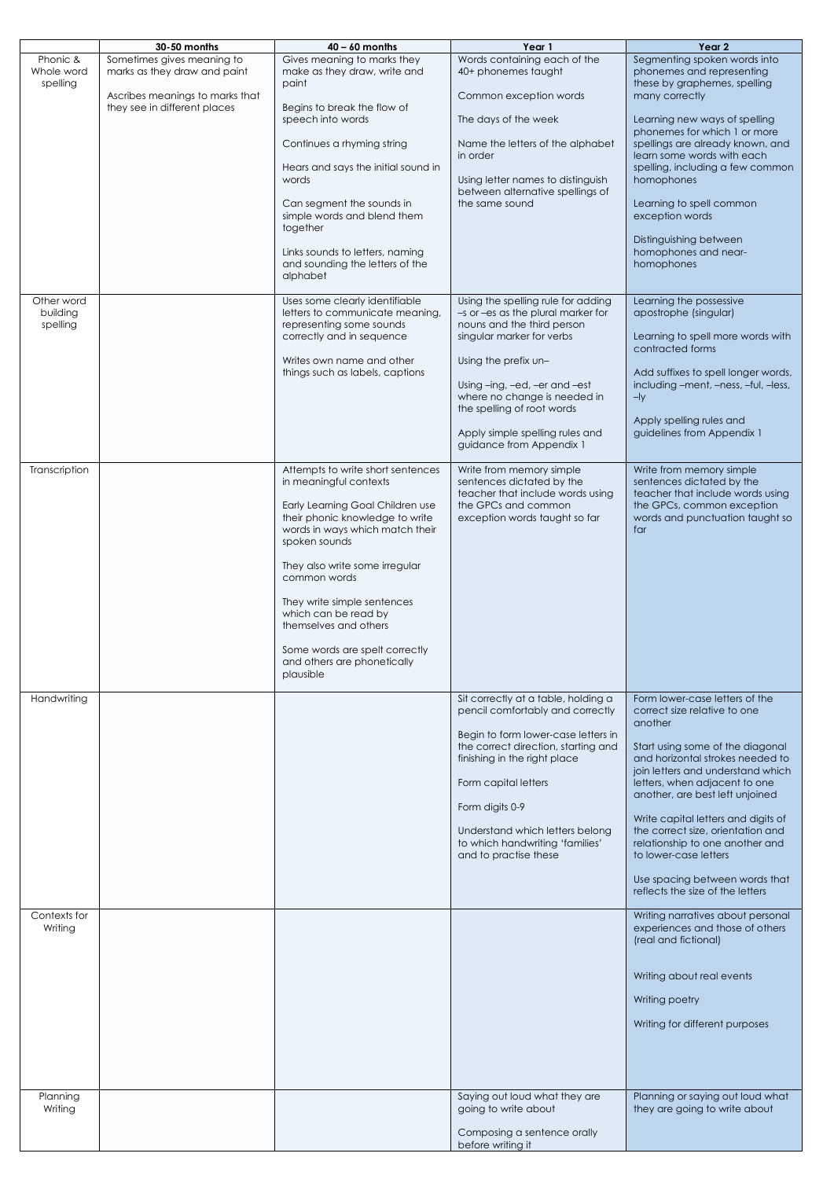| | 30-50 months | 40 – 60 months | Year 1 | Year 2 |
|---|---|---|---|---|
| Phonic & Whole word spelling | Sometimes gives meaning to marks as they draw and paint<br><br>Ascribes meanings to marks that they see in different places | Gives meaning to marks they make as they draw, write and paint<br><br>Begins to break the flow of speech into words<br><br>Continues a rhyming string<br><br>Hears and says the initial sound in words<br><br>Can segment the sounds in simple words and blend them together<br><br>Links sounds to letters, naming and sounding the letters of the alphabet | Words containing each of the 40+ phonemes taught<br><br>Common exception words<br><br>The days of the week<br><br>Name the letters of the alphabet in order<br><br>Using letter names to distinguish between alternative spellings of the same sound | Segmenting spoken words into phonemes and representing these by graphemes, spelling many correctly<br><br>Learning new ways of spelling phonemes for which 1 or more spellings are already known, and learn some words with each spelling, including a few common homophones<br><br>Learning to spell common exception words<br><br>Distinguishing between homophones and near-homophones |
| Other word building spelling | | Uses some clearly identifiable letters to communicate meaning, representing some sounds correctly and in sequence<br><br>Writes own name and other things such as labels, captions | Using the spelling rule for adding –s or –es as the plural marker for nouns and the third person singular marker for verbs<br><br>Using the prefix un–<br><br>Using –ing, –ed, –er and –est where no change is needed in the spelling of root words<br><br>Apply simple spelling rules and guidance from Appendix 1 | Learning the possessive apostrophe (singular)<br><br>Learning to spell more words with contracted forms<br><br>Add suffixes to spell longer words, including –ment, –ness, –ful, –less, –ly<br><br>Apply spelling rules and guidelines from Appendix 1 |
| Transcription | | Attempts to write short sentences in meaningful contexts<br><br>Early Learning Goal Children use their phonic knowledge to write words in ways which match their spoken sounds<br><br>They also write some irregular common words<br><br>They write simple sentences which can be read by themselves and others<br><br>Some words are spelt correctly and others are phonetically plausible | Write from memory simple sentences dictated by the teacher that include words using the GPCs and common exception words taught so far | Write from memory simple sentences dictated by the teacher that include words using the GPCs, common exception words and punctuation taught so far |
| Handwriting | | | Sit correctly at a table, holding a pencil comfortably and correctly<br><br>Begin to form lower-case letters in the correct direction, starting and finishing in the right place<br><br>Form capital letters<br><br>Form digits 0-9<br><br>Understand which letters belong to which handwriting 'families' and to practise these | Form lower-case letters of the correct size relative to one another<br><br>Start using some of the diagonal and horizontal strokes needed to join letters and understand which letters, when adjacent to one another, are best left unjoined<br><br>Write capital letters and digits of the correct size, orientation and relationship to one another and to lower-case letters<br><br>Use spacing between words that reflects the size of the letters |
| Contexts for Writing | | | | Writing narratives about personal experiences and those of others (real and fictional)<br><br>Writing about real events<br><br>Writing poetry<br><br>Writing for different purposes |
| Planning Writing | | | Saying out loud what they are going to write about<br><br>Composing a sentence orally before writing it | Planning or saying out loud what they are going to write about |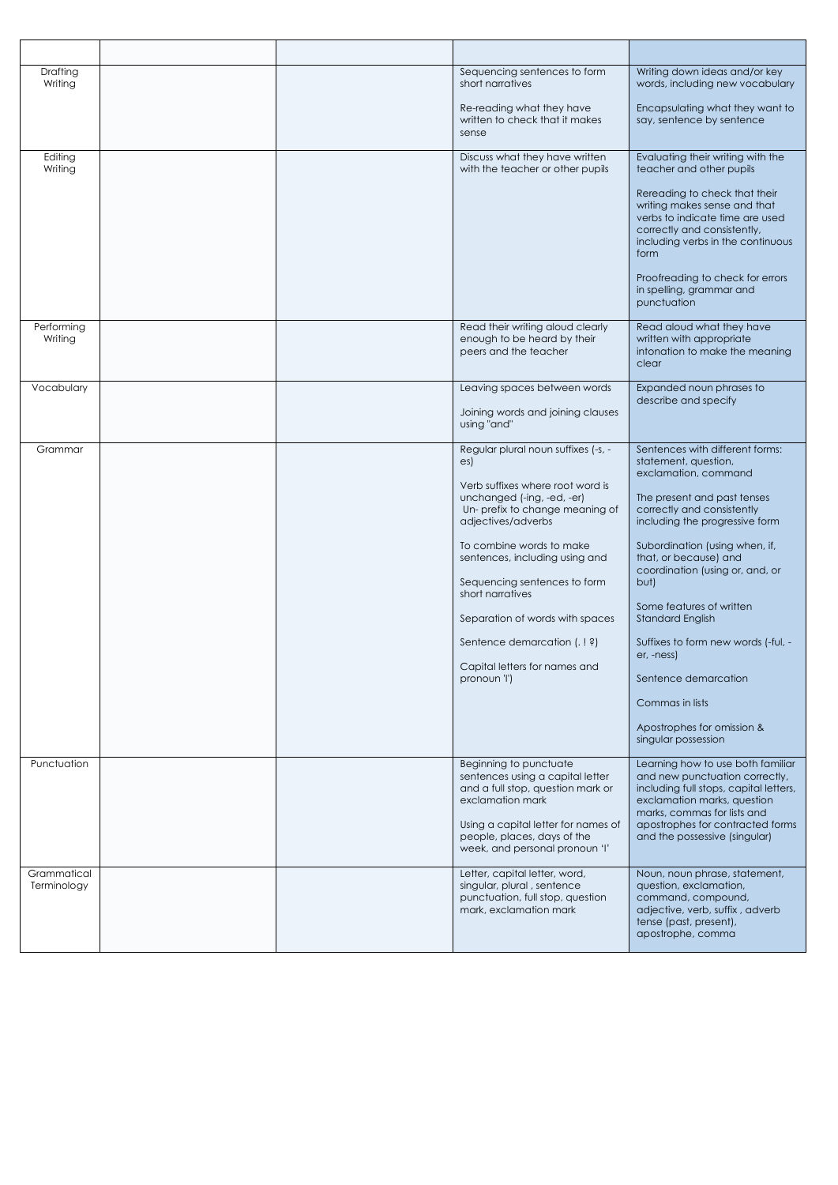| | | | | |
|---|---|---|---|---|
| | | | | |
| Drafting Writing | | | Sequencing sentences to form short narratives<br><br>Re-reading what they have written to check that it makes sense | Writing down ideas and/or key words, including new vocabulary<br><br>Encapsulating what they want to say, sentence by sentence |
| Editing Writing | | | Discuss what they have written with the teacher or other pupils | Evaluating their writing with the teacher and other pupils<br><br>Rereading to check that their writing makes sense and that verbs to indicate time are used correctly and consistently, including verbs in the continuous form<br><br>Proofreading to check for errors in spelling, grammar and punctuation |
| Performing Writing | | | Read their writing aloud clearly enough to be heard by their peers and the teacher | Read aloud what they have written with appropriate intonation to make the meaning clear |
| Vocabulary | | | Leaving spaces between words<br><br>Joining words and joining clauses using "and" | Expanded noun phrases to describe and specify |
| Grammar | | | Regular plural noun suffixes (-s, -es)<br><br>Verb suffixes where root word is unchanged (-ing, -ed, -er)<br>Un- prefix to change meaning of adjectives/adverbs<br><br>To combine words to make sentences, including using and<br><br>Sequencing sentences to form short narratives<br><br>Separation of words with spaces<br><br>Sentence demarcation (. ! ?)<br><br>Capital letters for names and pronoun 'I') | Sentences with different forms: statement, question, exclamation, command<br><br>The present and past tenses correctly and consistently including the progressive form<br><br>Subordination (using when, if, that, or because) and coordination (using or, and, or but)<br><br>Some features of written Standard English<br><br>Suffixes to form new words (-ful, -er, -ness)<br><br>Sentence demarcation<br><br>Commas in lists<br><br>Apostrophes for omission & singular possession |
| Punctuation | | | Beginning to punctuate sentences using a capital letter and a full stop, question mark or exclamation mark<br><br>Using a capital letter for names of people, places, days of the week, and personal pronoun 'I' | Learning how to use both familiar and new punctuation correctly, including full stops, capital letters, exclamation marks, question marks, commas for lists and apostrophes for contracted forms and the possessive (singular) |
| Grammatical Terminology | | | Letter, capital letter, word, singular, plural , sentence punctuation, full stop, question mark, exclamation mark | Noun, noun phrase, statement, question, exclamation, command, compound, adjective, verb, suffix , adverb tense (past, present), apostrophe, comma |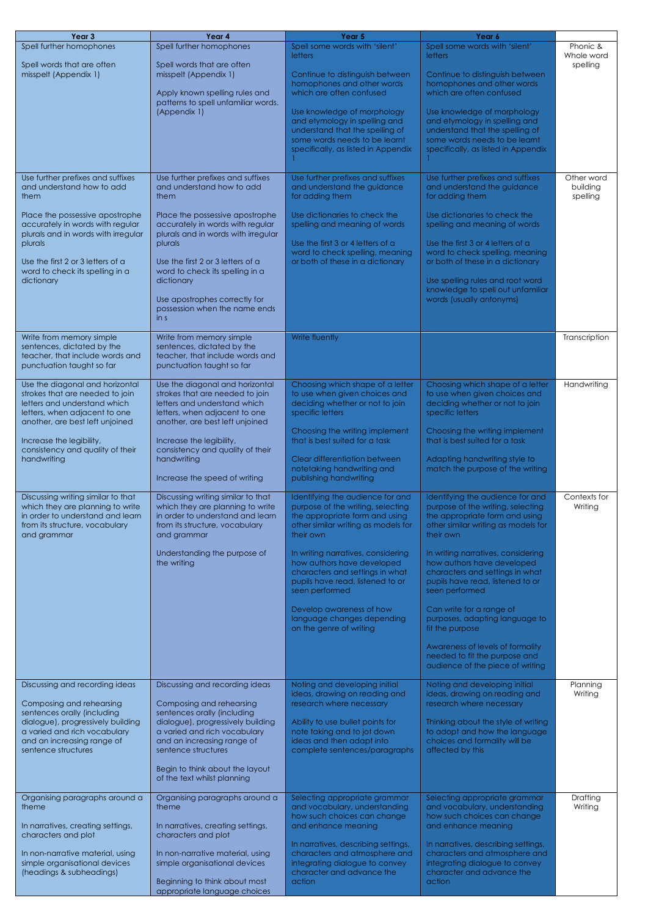| Year 3 | Year 4 | Year 5 | Year 6 | |
|---|---|---|---|---|
| Spell further homophones<br><br>Spell words that are often misspelt (Appendix 1) | Spell further homophones<br><br>Spell words that are often misspelt (Appendix 1)<br><br>Apply known spelling rules and patterns to spell unfamiliar words. (Appendix 1) | Spell some words with 'silent' letters<br><br>Continue to distinguish between homophones and other words which are often confused<br><br>Use knowledge of morphology and etymology in spelling and understand that the spelling of some words needs to be learnt specifically, as listed in Appendix 1 | Spell some words with 'silent' letters<br><br>Continue to distinguish between homophones and other words which are often confused<br><br>Use knowledge of morphology and etymology in spelling and understand that the spelling of some words needs to be learnt specifically, as listed in Appendix 1 | Phonic & Whole word spelling |
| Use further prefixes and suffixes and understand how to add them<br><br>Place the possessive apostrophe accurately in words with regular plurals and in words with irregular plurals<br><br>Use the first 2 or 3 letters of a word to check its spelling in a dictionary | Use further prefixes and suffixes and understand how to add them<br><br>Place the possessive apostrophe accurately in words with regular plurals and in words with irregular plurals<br><br>Use the first 2 or 3 letters of a word to check its spelling in a dictionary<br><br>Use apostrophes correctly for possession when the name ends in s | Use further prefixes and suffixes and understand the guidance for adding them<br><br>Use dictionaries to check the spelling and meaning of words<br><br>Use the first 3 or 4 letters of a word to check spelling, meaning or both of these in a dictionary | Use further prefixes and suffixes and understand the guidance for adding them<br><br>Use dictionaries to check the spelling and meaning of words<br><br>Use the first 3 or 4 letters of a word to check spelling, meaning or both of these in a dictionary<br><br>Use spelling rules and root word knowledge to spell out unfamiliar words (usually antonyms) | Other word building spelling |
| Write from memory simple sentences, dictated by the teacher, that include words and punctuation taught so far | Write from memory simple sentences, dictated by the teacher, that include words and punctuation taught so far | Write fluently | | Transcription |
| Use the diagonal and horizontal strokes that are needed to join letters and understand which letters, when adjacent to one another, are best left unjoined<br><br>Increase the legibility, consistency and quality of their handwriting | Use the diagonal and horizontal strokes that are needed to join letters and understand which letters, when adjacent to one another, are best left unjoined<br><br>Increase the legibility, consistency and quality of their handwriting<br><br>Increase the speed of writing | Choosing which shape of a letter to use when given choices and deciding whether or not to join specific letters<br><br>Choosing the writing implement that is best suited for a task<br><br>Clear differentiation between notetaking handwriting and publishing handwriting | Choosing which shape of a letter to use when given choices and deciding whether or not to join specific letters<br><br>Choosing the writing implement that is best suited for a task<br><br>Adapting handwriting style to match the purpose of the writing | Handwriting |
| Discussing writing similar to that which they are planning to write in order to understand and learn from its structure, vocabulary and grammar | Discussing writing similar to that which they are planning to write in order to understand and learn from its structure, vocabulary and grammar<br><br>Understanding the purpose of the writing | Identifying the audience for and purpose of the writing, selecting the appropriate form and using other similar writing as models for their own<br><br>In writing narratives, considering how authors have developed characters and settings in what pupils have read, listened to or seen performed<br><br>Develop awareness of how language changes depending on the genre of writing | Identifying the audience for and purpose of the writing, selecting the appropriate form and using other similar writing as models for their own<br><br>In writing narratives, considering how authors have developed characters and settings in what pupils have read, listened to or seen performed<br><br>Can write for a range of purposes, adapting language to fit the purpose<br><br>Awareness of levels of formality needed to fit the purpose and audience of the piece of writing | Contexts for Writing |
| Discussing and recording ideas<br><br>Composing and rehearsing sentences orally (including dialogue), progressively building a varied and rich vocabulary and an increasing range of sentence structures | Discussing and recording ideas<br><br>Composing and rehearsing sentences orally (including dialogue), progressively building a varied and rich vocabulary and an increasing range of sentence structures<br><br>Begin to think about the layout of the text whilst planning | Noting and developing initial ideas, drawing on reading and research where necessary<br><br>Ability to use bullet points for note taking and to jot down ideas and then adapt into complete sentences/paragraphs | Noting and developing initial ideas, drawing on reading and research where necessary<br><br>Thinking about the style of writing to adopt and how the language choices and formality will be affected by this | Planning Writing |
| Organising paragraphs around a theme<br><br>In narratives, creating settings, characters and plot<br><br>In non-narrative material, using simple organisational devices (headings & subheadings) | Organising paragraphs around a theme<br><br>In narratives, creating settings, characters and plot<br><br>In non-narrative material, using simple organisational devices<br><br>Beginning to think about most appropriate language choices | Selecting appropriate grammar and vocabulary, understanding how such choices can change and enhance meaning<br><br>In narratives, describing settings, characters and atmosphere and integrating dialogue to convey character and advance the action | Selecting appropriate grammar and vocabulary, understanding how such choices can change and enhance meaning<br><br>In narratives, describing settings, characters and atmosphere and integrating dialogue to convey character and advance the action | Drafting Writing |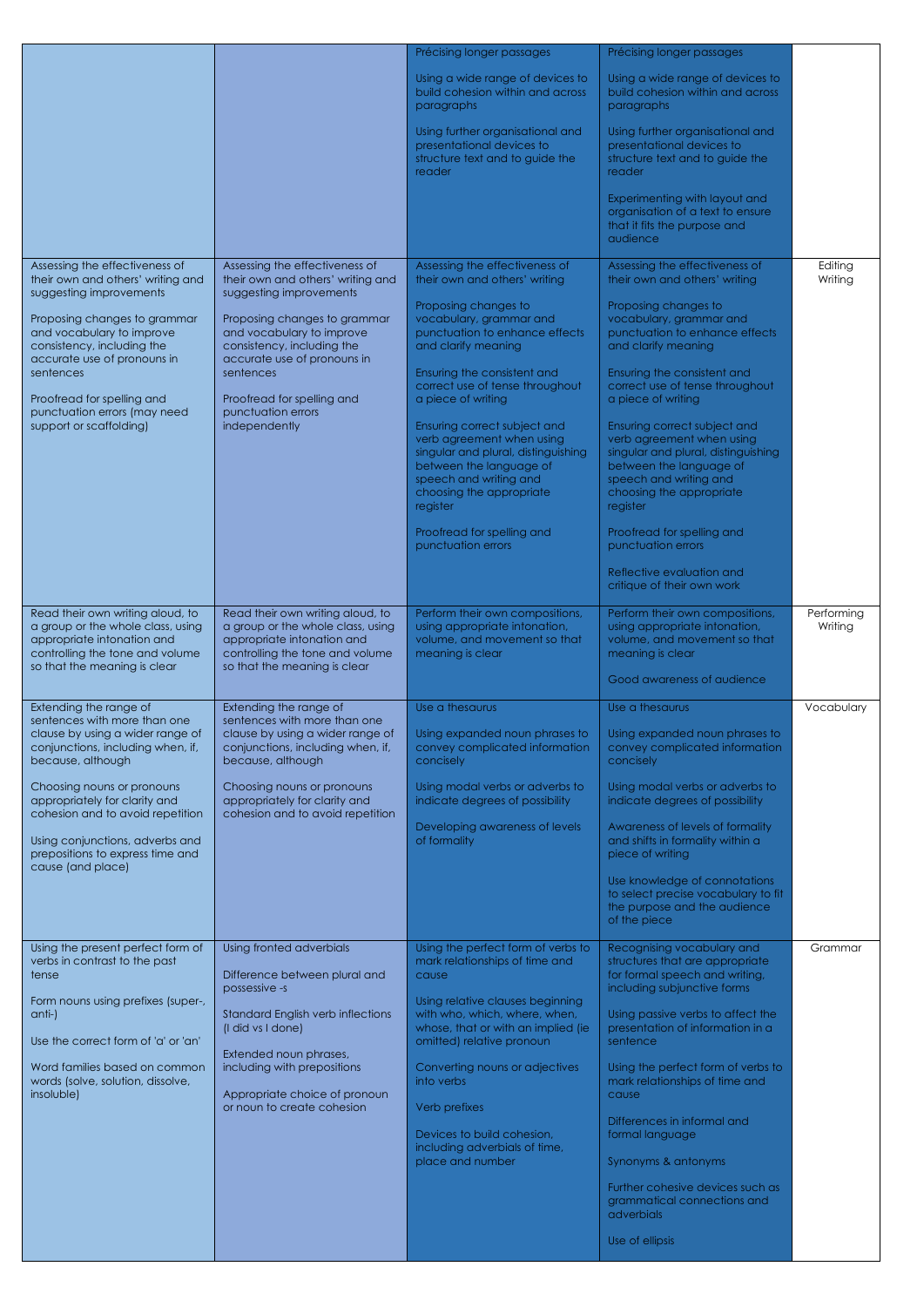| | | | | |
|---|---|---|---|---|
| | | Précising longer passages<br><br>Using a wide range of devices to build cohesion within and across paragraphs<br><br>Using further organisational and presentational devices to structure text and to guide the reader | Précising longer passages<br><br>Using a wide range of devices to build cohesion within and across paragraphs<br><br>Using further organisational and presentational devices to structure text and to guide the reader<br><br>Experimenting with layout and organisation of a text to ensure that it fits the purpose and audience | |
| Assessing the effectiveness of their own and others' writing and suggesting improvements<br><br>Proposing changes to grammar and vocabulary to improve consistency, including the accurate use of pronouns in sentences<br><br>Proofread for spelling and punctuation errors (may need support or scaffolding) | Assessing the effectiveness of their own and others' writing and suggesting improvements<br><br>Proposing changes to grammar and vocabulary to improve consistency, including the accurate use of pronouns in sentences<br><br>Proofread for spelling and punctuation errors independently | Assessing the effectiveness of their own and others' writing<br><br>Proposing changes to vocabulary, grammar and punctuation to enhance effects and clarify meaning<br><br>Ensuring the consistent and correct use of tense throughout a piece of writing<br><br>Ensuring correct subject and verb agreement when using singular and plural, distinguishing between the language of speech and writing and choosing the appropriate register<br><br>Proofread for spelling and punctuation errors | Assessing the effectiveness of their own and others' writing<br><br>Proposing changes to vocabulary, grammar and punctuation to enhance effects and clarify meaning<br><br>Ensuring the consistent and correct use of tense throughout a piece of writing<br><br>Ensuring correct subject and verb agreement when using singular and plural, distinguishing between the language of speech and writing and choosing the appropriate register<br><br>Proofread for spelling and punctuation errors<br><br>Reflective evaluation and critique of their own work | Editing Writing |
| Read their own writing aloud, to a group or the whole class, using appropriate intonation and controlling the tone and volume so that the meaning is clear | Read their own writing aloud, to a group or the whole class, using appropriate intonation and controlling the tone and volume so that the meaning is clear | Perform their own compositions, using appropriate intonation, volume, and movement so that meaning is clear | Perform their own compositions, using appropriate intonation, volume, and movement so that meaning is clear<br><br>Good awareness of audience | Performing Writing |
| Extending the range of sentences with more than one clause by using a wider range of conjunctions, including when, if, because, although<br><br>Choosing nouns or pronouns appropriately for clarity and cohesion and to avoid repetition<br><br>Using conjunctions, adverbs and prepositions to express time and cause (and place) | Extending the range of sentences with more than one clause by using a wider range of conjunctions, including when, if, because, although<br><br>Choosing nouns or pronouns appropriately for clarity and cohesion and to avoid repetition | Use a thesaurus<br><br>Using expanded noun phrases to convey complicated information concisely<br><br>Using modal verbs or adverbs to indicate degrees of possibility<br><br>Developing awareness of levels of formality | Use a thesaurus<br><br>Using expanded noun phrases to convey complicated information concisely<br><br>Using modal verbs or adverbs to indicate degrees of possibility<br><br>Awareness of levels of formality and shifts in formality within a piece of writing<br><br>Use knowledge of connotations to select precise vocabulary to fit the purpose and the audience of the piece | Vocabulary |
| Using the present perfect form of verbs in contrast to the past tense<br><br>Form nouns using prefixes (super-, anti-)<br><br>Use the correct form of 'a' or 'an'<br><br>Word families based on common words (solve, solution, dissolve, insoluble) | Using fronted adverbials<br><br>Difference between plural and possessive -s<br><br>Standard English verb inflections (I did vs I done)<br><br>Extended noun phrases, including with prepositions<br><br>Appropriate choice of pronoun or noun to create cohesion | Using the perfect form of verbs to mark relationships of time and cause<br><br>Using relative clauses beginning with who, which, where, when, whose, that or with an implied (ie omitted) relative pronoun<br><br>Converting nouns or adjectives into verbs<br><br>Verb prefixes<br><br>Devices to build cohesion, including adverbials of time, place and number | Recognising vocabulary and structures that are appropriate for formal speech and writing, including subjunctive forms<br><br>Using passive verbs to affect the presentation of information in a sentence<br><br>Using the perfect form of verbs to mark relationships of time and cause<br><br>Differences in informal and formal language<br><br>Synonyms & antonyms<br><br>Further cohesive devices such as grammatical connections and adverbials<br><br>Use of ellipsis | Grammar |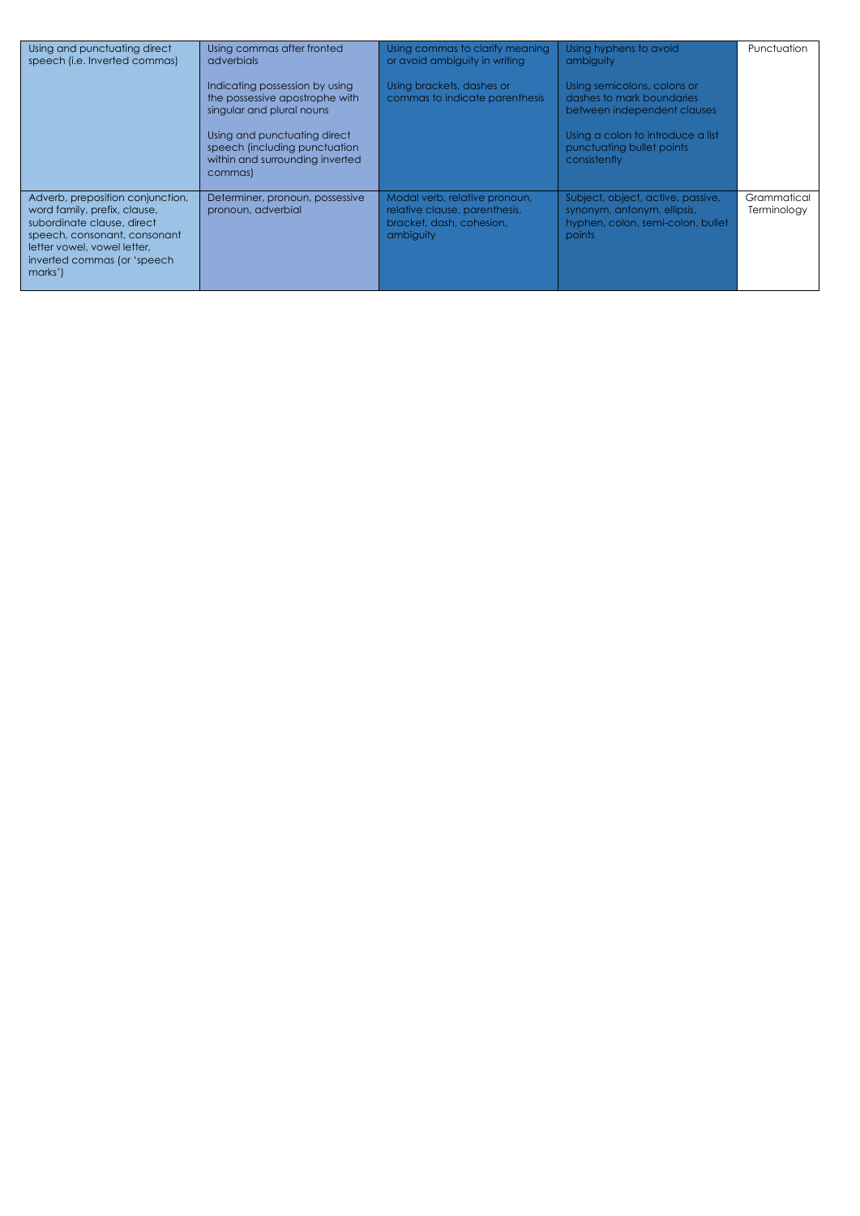| | | | | |
|---|---|---|---|---|
| Using and punctuating direct speech (i.e. Inverted commas) | Using commas after fronted adverbials<br><br>Indicating possession by using the possessive apostrophe with singular and plural nouns<br><br>Using and punctuating direct speech (including punctuation within and surrounding inverted commas) | Using commas to clarify meaning or avoid ambiguity in writing<br><br>Using brackets, dashes or commas to indicate parenthesis | Using hyphens to avoid ambiguity<br><br>Using semicolons, colons or dashes to mark boundaries between independent clauses<br><br>Using a colon to introduce a list punctuating bullet points consistently | Punctuation |
| Adverb, preposition conjunction, word family, prefix, clause, subordinate clause, direct speech, consonant, consonant letter vowel, vowel letter, inverted commas (or 'speech marks') | Determiner, pronoun, possessive pronoun, adverbial | Modal verb, relative pronoun, relative clause, parenthesis, bracket, dash, cohesion, ambiguity | Subject, object, active, passive, synonym, antonym, ellipsis, hyphen, colon, semi-colon, bullet points | Grammatical Terminology |